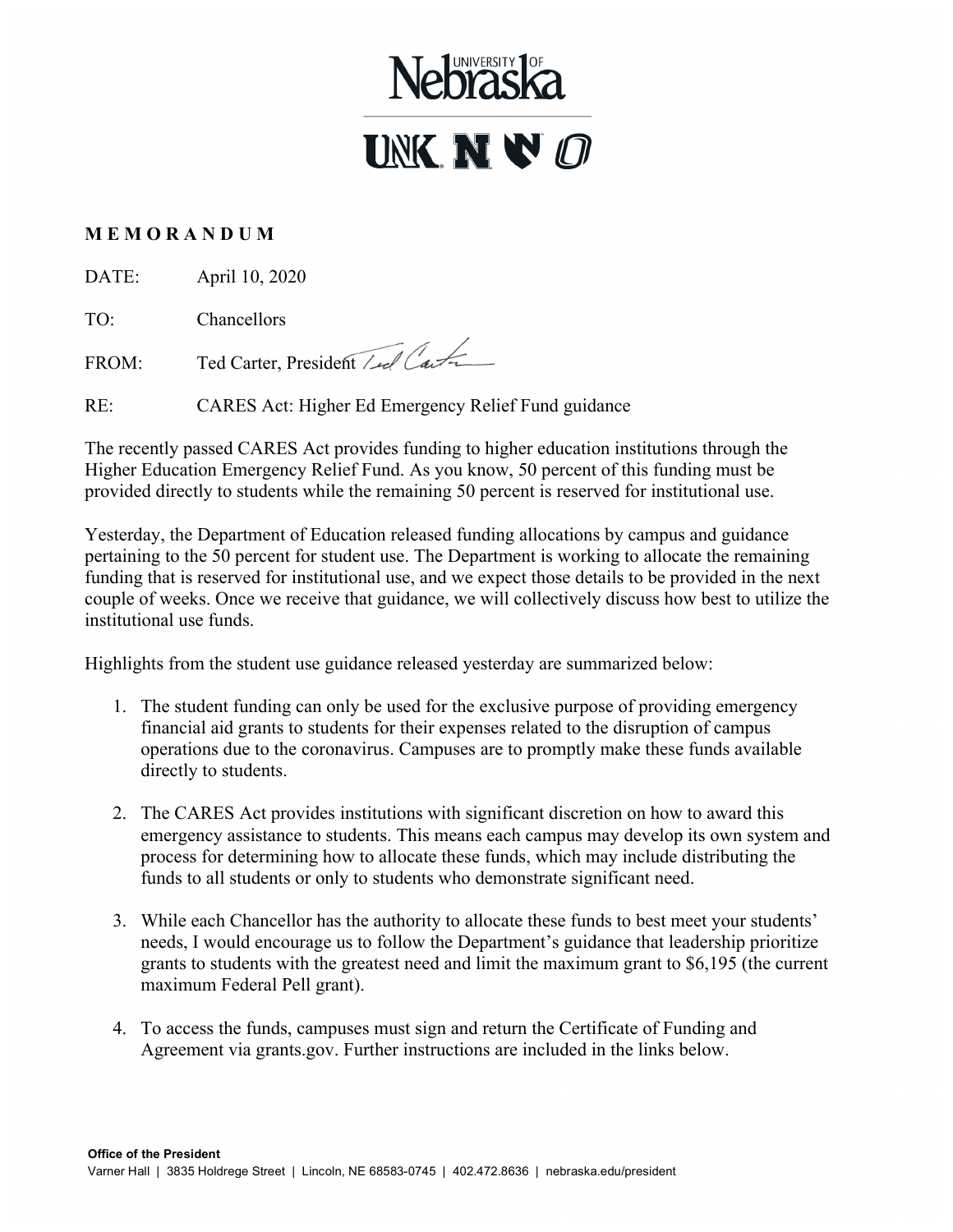University of Nebraska

UNK N UNMC O

**M E M O R A N D U M**

DATE: April 10, 2020

TO: Chancellors

FROM: Ted Carter, President

RE: CARES Act: Higher Ed Emergency Relief Fund guidance

The recently passed CARES Act provides funding to higher education institutions through the Higher Education Emergency Relief Fund. As you know, 50 percent of this funding must be provided directly to students while the remaining 50 percent is reserved for institutional use.

Yesterday, the Department of Education released funding allocations by campus and guidance pertaining to the 50 percent for student use. The Department is working to allocate the remaining funding that is reserved for institutional use, and we expect those details to be provided in the next couple of weeks. Once we receive that guidance, we will collectively discuss how best to utilize the institutional use funds.

Highlights from the student use guidance released yesterday are summarized below:

1. The student funding can only be used for the exclusive purpose of providing emergency financial aid grants to students for their expenses related to the disruption of campus operations due to the coronavirus. Campuses are to promptly make these funds available directly to students.

2. The CARES Act provides institutions with significant discretion on how to award this emergency assistance to students. This means each campus may develop its own system and process for determining how to allocate these funds, which may include distributing the funds to all students or only to students who demonstrate significant need.

3. While each Chancellor has the authority to allocate these funds to best meet your students' needs, I would encourage us to follow the Department's guidance that leadership prioritize grants to students with the greatest need and limit the maximum grant to $6,195 (the current maximum Federal Pell grant).

4. To access the funds, campuses must sign and return the Certificate of Funding and Agreement via grants.gov. Further instructions are included in the links below.

**Office of the President**
Varner Hall | 3835 Holdrege Street | Lincoln, NE 68583-0745 | 402.472.8636 | nebraska.edu/president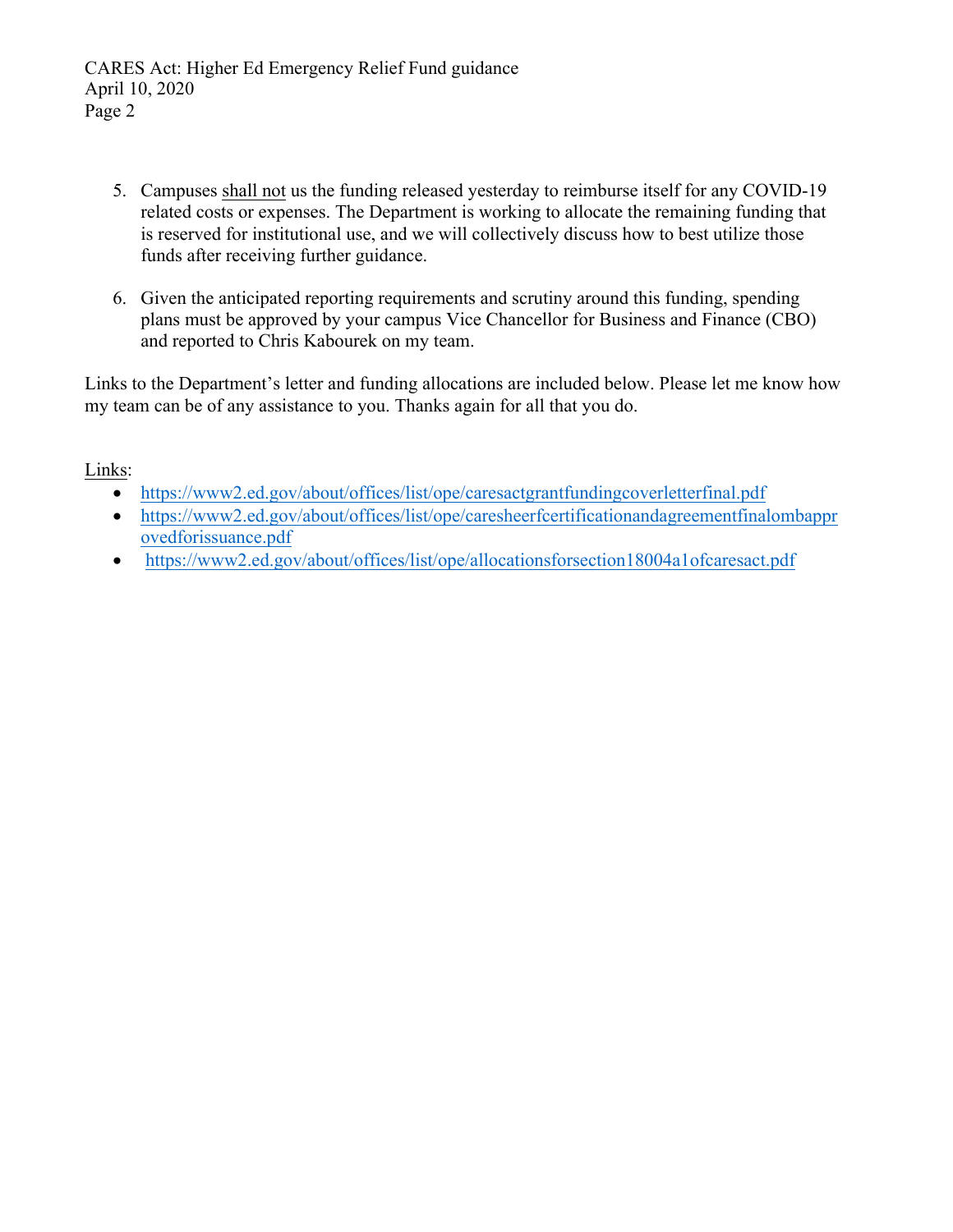5. Campuses <u>shall not</u> us the funding released yesterday to reimburse itself for any COVID-19 related costs or expenses. The Department is working to allocate the remaining funding that is reserved for institutional use, and we will collectively discuss how to best utilize those funds after receiving further guidance.

6. Given the anticipated reporting requirements and scrutiny around this funding, spending plans must be approved by your campus Vice Chancellor for Business and Finance (CBO) and reported to Chris Kabourek on my team.

Links to the Department's letter and funding allocations are included below. Please let me know how my team can be of any assistance to you. Thanks again for all that you do.

<u>Links</u>:

- https://www2.ed.gov/about/offices/list/ope/caresactgrantfundingcoverletterfinal.pdf
- https://www2.ed.gov/about/offices/list/ope/caresheerfcertificationandagreementfinalombapprovedforissuance.pdf
- https://www2.ed.gov/about/offices/list/ope/allocationsforsection18004a1ofcaresact.pdf